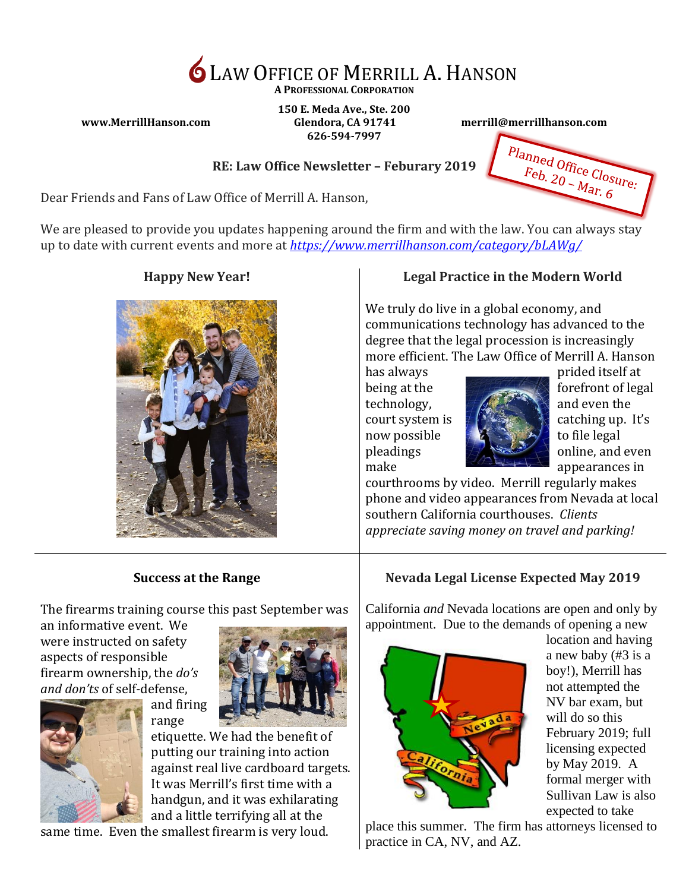# Law Office of Merrill A. Hanson

**A Professional Corporation**

**www.MerrillHanson.com**

**150 E. Meda Ave., Ste. 200**
**Glendora, CA 91741**
**626-594-7997**

**merrill@merrillhanson.com**

Planned Office Closure: Feb. 20 – Mar. 6

**RE: Law Office Newsletter – Feburary 2019**

Dear Friends and Fans of Law Office of Merrill A. Hanson,

We are pleased to provide you updates happening around the firm and with the law. You can always stay up to date with current events and more at *[https://www.merrillhanson.com/category/bLAWg/](https://www.merrillhanson.com/category/bLAWg/)*

## Happy New Year!

## Legal Practice in the Modern World

We truly do live in a global economy, and communications technology has advanced to the degree that the legal procession is increasingly more efficient. The Law Office of Merrill A. Hanson has always prided itself at being at the forefront of legal technology, and even the court system is catching up. It's now possible to file legal pleadings online, and even make appearances in courtrooms by video. Merrill regularly makes phone and video appearances from Nevada at local southern California courthouses. *Clients appreciate saving money on travel and parking!*

## Success at the Range

The firearms training course this past September was an informative event. We were instructed on safety aspects of responsible firearm ownership, the *do's and don'ts* of self-defense, and firing range etiquette. We had the benefit of putting our training into action against real live cardboard targets. It was Merrill's first time with a handgun, and it was exhilarating and a little terrifying all at the same time. Even the smallest firearm is very loud.

## Nevada Legal License Expected May 2019

California *and* Nevada locations are open and only by appointment. Due to the demands of opening a new location and having a new baby (#3 is a boy!), Merrill has not attempted the NV bar exam, but will do so this February 2019; full licensing expected by May 2019. A formal merger with Sullivan Law is also expected to take place this summer. The firm has attorneys licensed to practice in CA, NV, and AZ.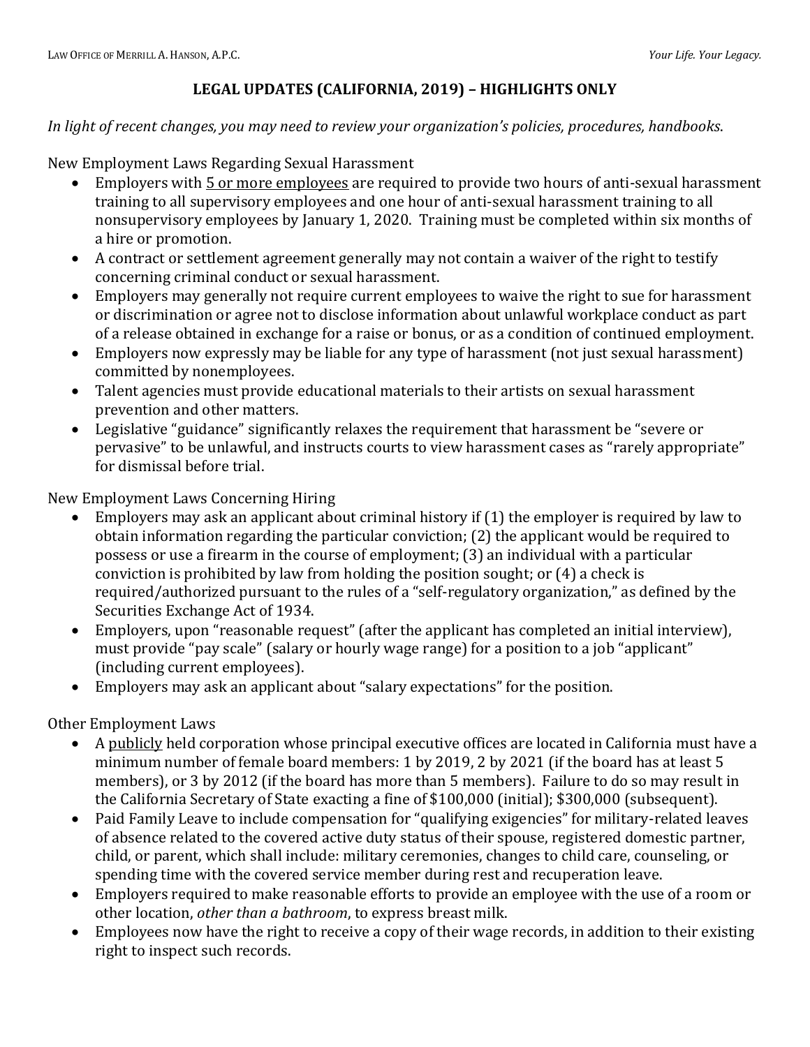## LEGAL UPDATES (CALIFORNIA, 2019) – HIGHLIGHTS ONLY

*In light of recent changes, you may need to review your organization's policies, procedures, handbooks.*

New Employment Laws Regarding Sexual Harassment

- Employers with <u>5 or more employees</u> are required to provide two hours of anti-sexual harassment training to all supervisory employees and one hour of anti-sexual harassment training to all nonsupervisory employees by January 1, 2020. Training must be completed within six months of a hire or promotion.
- A contract or settlement agreement generally may not contain a waiver of the right to testify concerning criminal conduct or sexual harassment.
- Employers may generally not require current employees to waive the right to sue for harassment or discrimination or agree not to disclose information about unlawful workplace conduct as part of a release obtained in exchange for a raise or bonus, or as a condition of continued employment.
- Employers now expressly may be liable for any type of harassment (not just sexual harassment) committed by nonemployees.
- Talent agencies must provide educational materials to their artists on sexual harassment prevention and other matters.
- Legislative "guidance" significantly relaxes the requirement that harassment be "severe or pervasive" to be unlawful, and instructs courts to view harassment cases as "rarely appropriate" for dismissal before trial.

New Employment Laws Concerning Hiring

- Employers may ask an applicant about criminal history if (1) the employer is required by law to obtain information regarding the particular conviction; (2) the applicant would be required to possess or use a firearm in the course of employment; (3) an individual with a particular conviction is prohibited by law from holding the position sought; or (4) a check is required/authorized pursuant to the rules of a "self-regulatory organization," as defined by the Securities Exchange Act of 1934.
- Employers, upon "reasonable request" (after the applicant has completed an initial interview), must provide "pay scale" (salary or hourly wage range) for a position to a job "applicant" (including current employees).
- Employers may ask an applicant about "salary expectations" for the position.

Other Employment Laws

- A <u>publicly</u> held corporation whose principal executive offices are located in California must have a minimum number of female board members: 1 by 2019, 2 by 2021 (if the board has at least 5 members), or 3 by 2012 (if the board has more than 5 members). Failure to do so may result in the California Secretary of State exacting a fine of $100,000 (initial); $300,000 (subsequent).
- Paid Family Leave to include compensation for "qualifying exigencies" for military-related leaves of absence related to the covered active duty status of their spouse, registered domestic partner, child, or parent, which shall include: military ceremonies, changes to child care, counseling, or spending time with the covered service member during rest and recuperation leave.
- Employers required to make reasonable efforts to provide an employee with the use of a room or other location, *other than a bathroom*, to express breast milk.
- Employees now have the right to receive a copy of their wage records, in addition to their existing right to inspect such records.